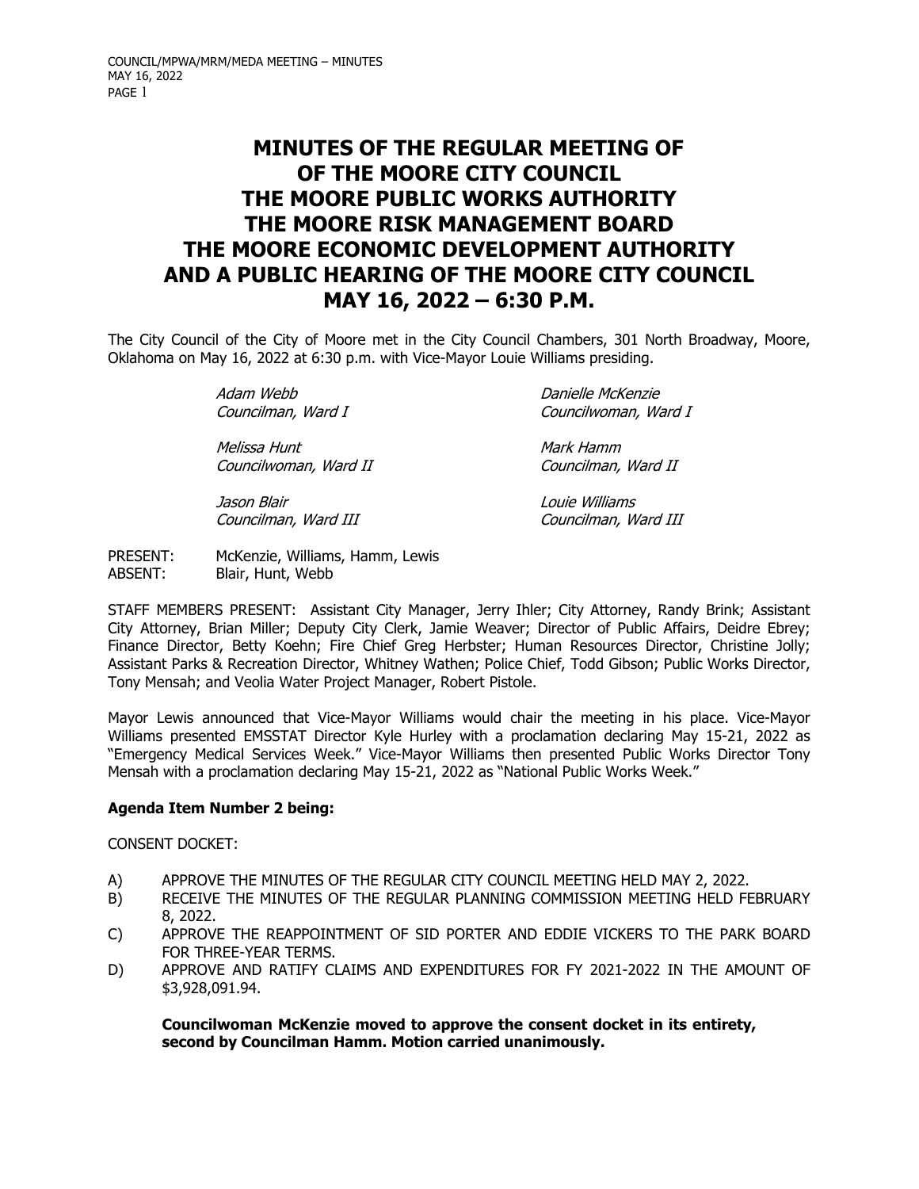# MINUTES OF THE REGULAR MEETING OF OF THE MOORE CITY COUNCIL THE MOORE PUBLIC WORKS AUTHORITY THE MOORE RISK MANAGEMENT BOARD THE MOORE ECONOMIC DEVELOPMENT AUTHORITY AND A PUBLIC HEARING OF THE MOORE CITY COUNCIL MAY 16, 2022 – 6:30 P.M.

The City Council of the City of Moore met in the City Council Chambers, 301 North Broadway, Moore, Oklahoma on May 16, 2022 at 6:30 p.m. with Vice-Mayor Louie Williams presiding.

*Adam Webb*
*Councilman, Ward I*

*Danielle McKenzie*
*Councilwoman, Ward I*

*Melissa Hunt*
*Councilwoman, Ward II*

*Mark Hamm*
*Councilman, Ward II*

*Jason Blair*
*Councilman, Ward III*

*Louie Williams*
*Councilman, Ward III*

PRESENT: McKenzie, Williams, Hamm, Lewis
ABSENT: Blair, Hunt, Webb

STAFF MEMBERS PRESENT: Assistant City Manager, Jerry Ihler; City Attorney, Randy Brink; Assistant City Attorney, Brian Miller; Deputy City Clerk, Jamie Weaver; Director of Public Affairs, Deidre Ebrey; Finance Director, Betty Koehn; Fire Chief Greg Herbster; Human Resources Director, Christine Jolly; Assistant Parks & Recreation Director, Whitney Wathen; Police Chief, Todd Gibson; Public Works Director, Tony Mensah; and Veolia Water Project Manager, Robert Pistole.

Mayor Lewis announced that Vice-Mayor Williams would chair the meeting in his place. Vice-Mayor Williams presented EMSSTAT Director Kyle Hurley with a proclamation declaring May 15-21, 2022 as "Emergency Medical Services Week." Vice-Mayor Williams then presented Public Works Director Tony Mensah with a proclamation declaring May 15-21, 2022 as "National Public Works Week."

**Agenda Item Number 2 being:**

CONSENT DOCKET:

A) APPROVE THE MINUTES OF THE REGULAR CITY COUNCIL MEETING HELD MAY 2, 2022.
B) RECEIVE THE MINUTES OF THE REGULAR PLANNING COMMISSION MEETING HELD FEBRUARY 8, 2022.
C) APPROVE THE REAPPOINTMENT OF SID PORTER AND EDDIE VICKERS TO THE PARK BOARD FOR THREE-YEAR TERMS.
D) APPROVE AND RATIFY CLAIMS AND EXPENDITURES FOR FY 2021-2022 IN THE AMOUNT OF $3,928,091.94.

**Councilwoman McKenzie moved to approve the consent docket in its entirety, second by Councilman Hamm. Motion carried unanimously.**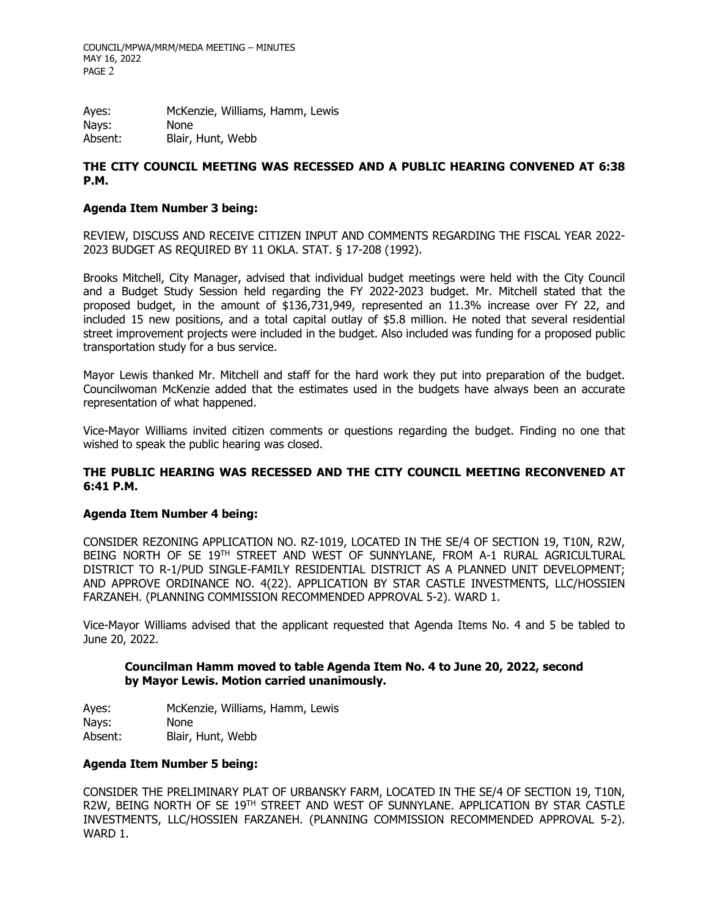Ayes: McKenzie, Williams, Hamm, Lewis
Nays: None
Absent: Blair, Hunt, Webb

**THE CITY COUNCIL MEETING WAS RECESSED AND A PUBLIC HEARING CONVENED AT 6:38 P.M.**

**Agenda Item Number 3 being:**

REVIEW, DISCUSS AND RECEIVE CITIZEN INPUT AND COMMENTS REGARDING THE FISCAL YEAR 2022-2023 BUDGET AS REQUIRED BY 11 OKLA. STAT. § 17-208 (1992).

Brooks Mitchell, City Manager, advised that individual budget meetings were held with the City Council and a Budget Study Session held regarding the FY 2022-2023 budget. Mr. Mitchell stated that the proposed budget, in the amount of $136,731,949, represented an 11.3% increase over FY 22, and included 15 new positions, and a total capital outlay of $5.8 million. He noted that several residential street improvement projects were included in the budget. Also included was funding for a proposed public transportation study for a bus service.

Mayor Lewis thanked Mr. Mitchell and staff for the hard work they put into preparation of the budget. Councilwoman McKenzie added that the estimates used in the budgets have always been an accurate representation of what happened.

Vice-Mayor Williams invited citizen comments or questions regarding the budget. Finding no one that wished to speak the public hearing was closed.

**THE PUBLIC HEARING WAS RECESSED AND THE CITY COUNCIL MEETING RECONVENED AT 6:41 P.M.**

**Agenda Item Number 4 being:**

CONSIDER REZONING APPLICATION NO. RZ-1019, LOCATED IN THE SE/4 OF SECTION 19, T10N, R2W, BEING NORTH OF SE 19TH STREET AND WEST OF SUNNYLANE, FROM A-1 RURAL AGRICULTURAL DISTRICT TO R-1/PUD SINGLE-FAMILY RESIDENTIAL DISTRICT AS A PLANNED UNIT DEVELOPMENT; AND APPROVE ORDINANCE NO. 4(22). APPLICATION BY STAR CASTLE INVESTMENTS, LLC/HOSSIEN FARZANEH. (PLANNING COMMISSION RECOMMENDED APPROVAL 5-2). WARD 1.

Vice-Mayor Williams advised that the applicant requested that Agenda Items No. 4 and 5 be tabled to June 20, 2022.

**Councilman Hamm moved to table Agenda Item No. 4 to June 20, 2022, second by Mayor Lewis. Motion carried unanimously.**

Ayes: McKenzie, Williams, Hamm, Lewis
Nays: None
Absent: Blair, Hunt, Webb

**Agenda Item Number 5 being:**

CONSIDER THE PRELIMINARY PLAT OF URBANSKY FARM, LOCATED IN THE SE/4 OF SECTION 19, T10N, R2W, BEING NORTH OF SE 19TH STREET AND WEST OF SUNNYLANE. APPLICATION BY STAR CASTLE INVESTMENTS, LLC/HOSSIEN FARZANEH. (PLANNING COMMISSION RECOMMENDED APPROVAL 5-2). WARD 1.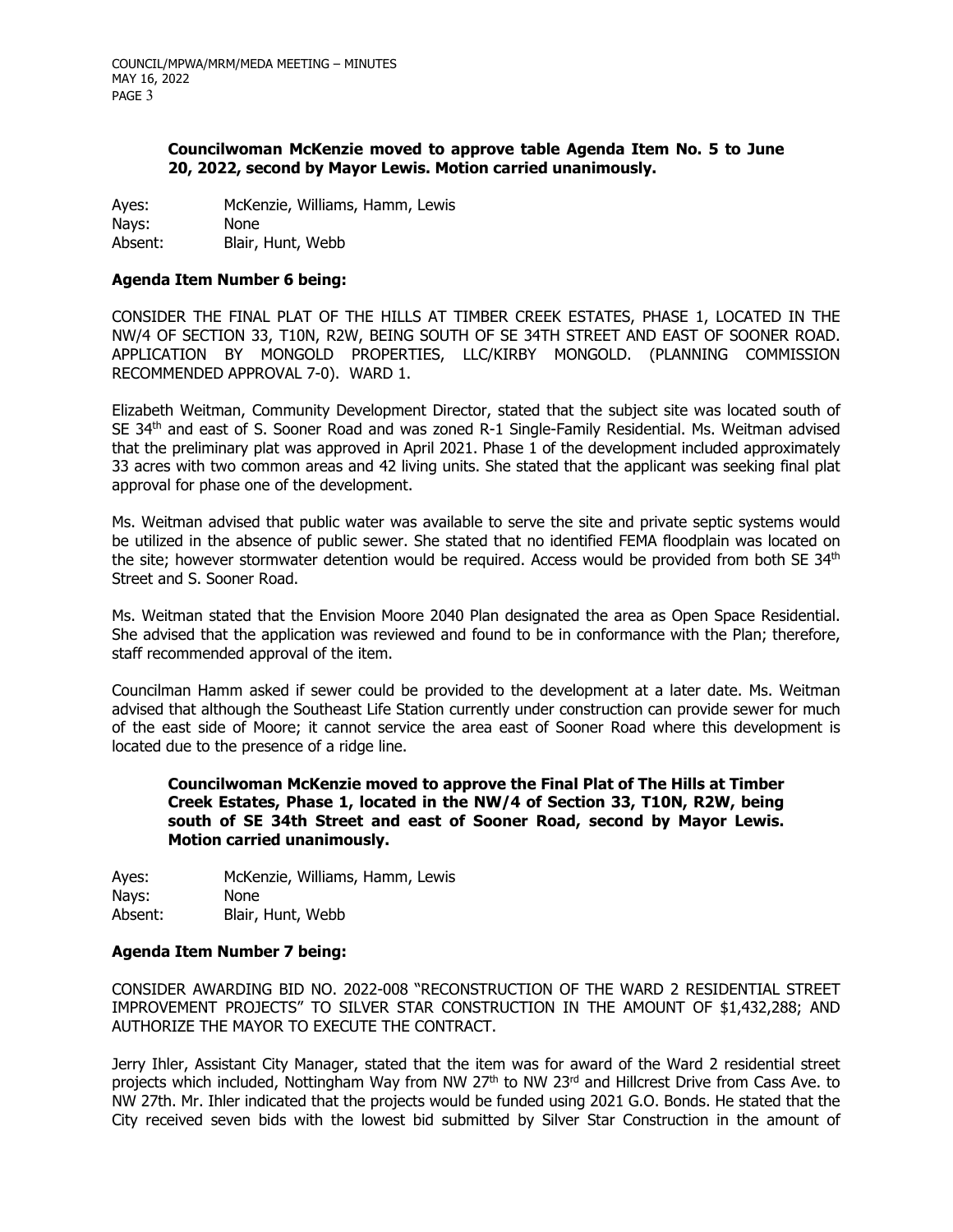**Councilwoman McKenzie moved to approve table Agenda Item No. 5 to June 20, 2022, second by Mayor Lewis. Motion carried unanimously.**

Ayes: McKenzie, Williams, Hamm, Lewis
Nays: None
Absent: Blair, Hunt, Webb

**Agenda Item Number 6 being:**

CONSIDER THE FINAL PLAT OF THE HILLS AT TIMBER CREEK ESTATES, PHASE 1, LOCATED IN THE NW/4 OF SECTION 33, T10N, R2W, BEING SOUTH OF SE 34TH STREET AND EAST OF SOONER ROAD. APPLICATION BY MONGOLD PROPERTIES, LLC/KIRBY MONGOLD. (PLANNING COMMISSION RECOMMENDED APPROVAL 7-0). WARD 1.

Elizabeth Weitman, Community Development Director, stated that the subject site was located south of SE 34th and east of S. Sooner Road and was zoned R-1 Single-Family Residential. Ms. Weitman advised that the preliminary plat was approved in April 2021. Phase 1 of the development included approximately 33 acres with two common areas and 42 living units. She stated that the applicant was seeking final plat approval for phase one of the development.

Ms. Weitman advised that public water was available to serve the site and private septic systems would be utilized in the absence of public sewer. She stated that no identified FEMA floodplain was located on the site; however stormwater detention would be required. Access would be provided from both SE 34th Street and S. Sooner Road.

Ms. Weitman stated that the Envision Moore 2040 Plan designated the area as Open Space Residential. She advised that the application was reviewed and found to be in conformance with the Plan; therefore, staff recommended approval of the item.

Councilman Hamm asked if sewer could be provided to the development at a later date. Ms. Weitman advised that although the Southeast Life Station currently under construction can provide sewer for much of the east side of Moore; it cannot service the area east of Sooner Road where this development is located due to the presence of a ridge line.

**Councilwoman McKenzie moved to approve the Final Plat of The Hills at Timber Creek Estates, Phase 1, located in the NW/4 of Section 33, T10N, R2W, being south of SE 34th Street and east of Sooner Road, second by Mayor Lewis. Motion carried unanimously.**

Ayes: McKenzie, Williams, Hamm, Lewis
Nays: None
Absent: Blair, Hunt, Webb

**Agenda Item Number 7 being:**

CONSIDER AWARDING BID NO. 2022-008 "RECONSTRUCTION OF THE WARD 2 RESIDENTIAL STREET IMPROVEMENT PROJECTS" TO SILVER STAR CONSTRUCTION IN THE AMOUNT OF $1,432,288; AND AUTHORIZE THE MAYOR TO EXECUTE THE CONTRACT.

Jerry Ihler, Assistant City Manager, stated that the item was for award of the Ward 2 residential street projects which included, Nottingham Way from NW 27th to NW 23rd and Hillcrest Drive from Cass Ave. to NW 27th. Mr. Ihler indicated that the projects would be funded using 2021 G.O. Bonds. He stated that the City received seven bids with the lowest bid submitted by Silver Star Construction in the amount of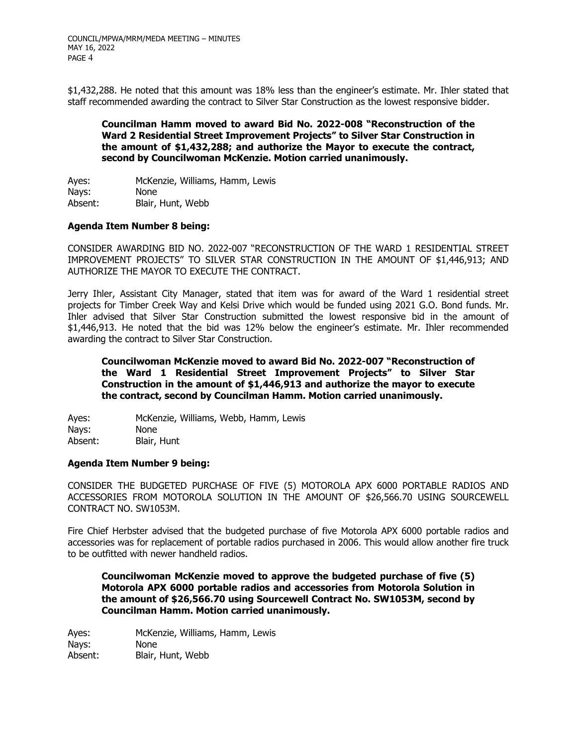$1,432,288. He noted that this amount was 18% less than the engineer's estimate. Mr. Ihler stated that staff recommended awarding the contract to Silver Star Construction as the lowest responsive bidder.

> **Councilman Hamm moved to award Bid No. 2022-008 "Reconstruction of the Ward 2 Residential Street Improvement Projects" to Silver Star Construction in the amount of $1,432,288; and authorize the Mayor to execute the contract, second by Councilwoman McKenzie. Motion carried unanimously.**

Ayes: McKenzie, Williams, Hamm, Lewis
Nays: None
Absent: Blair, Hunt, Webb

**Agenda Item Number 8 being:**

CONSIDER AWARDING BID NO. 2022-007 "RECONSTRUCTION OF THE WARD 1 RESIDENTIAL STREET IMPROVEMENT PROJECTS" TO SILVER STAR CONSTRUCTION IN THE AMOUNT OF $1,446,913; AND AUTHORIZE THE MAYOR TO EXECUTE THE CONTRACT.

Jerry Ihler, Assistant City Manager, stated that item was for award of the Ward 1 residential street projects for Timber Creek Way and Kelsi Drive which would be funded using 2021 G.O. Bond funds. Mr. Ihler advised that Silver Star Construction submitted the lowest responsive bid in the amount of $1,446,913. He noted that the bid was 12% below the engineer's estimate. Mr. Ihler recommended awarding the contract to Silver Star Construction.

> **Councilwoman McKenzie moved to award Bid No. 2022-007 "Reconstruction of the Ward 1 Residential Street Improvement Projects" to Silver Star Construction in the amount of $1,446,913 and authorize the mayor to execute the contract, second by Councilman Hamm. Motion carried unanimously.**

Ayes: McKenzie, Williams, Webb, Hamm, Lewis
Nays: None
Absent: Blair, Hunt

**Agenda Item Number 9 being:**

CONSIDER THE BUDGETED PURCHASE OF FIVE (5) MOTOROLA APX 6000 PORTABLE RADIOS AND ACCESSORIES FROM MOTOROLA SOLUTION IN THE AMOUNT OF $26,566.70 USING SOURCEWELL CONTRACT NO. SW1053M.

Fire Chief Herbster advised that the budgeted purchase of five Motorola APX 6000 portable radios and accessories was for replacement of portable radios purchased in 2006. This would allow another fire truck to be outfitted with newer handheld radios.

> **Councilwoman McKenzie moved to approve the budgeted purchase of five (5) Motorola APX 6000 portable radios and accessories from Motorola Solution in the amount of $26,566.70 using Sourcewell Contract No. SW1053M, second by Councilman Hamm. Motion carried unanimously.**

Ayes: McKenzie, Williams, Hamm, Lewis
Nays: None
Absent: Blair, Hunt, Webb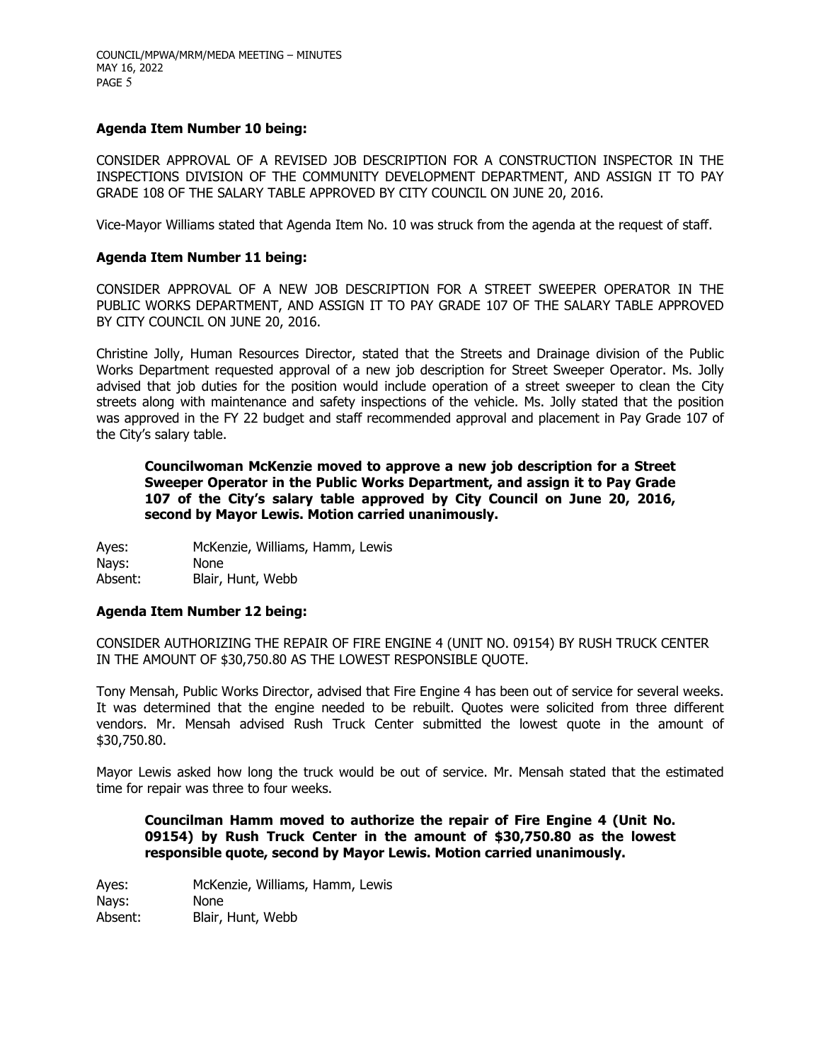**Agenda Item Number 10 being:**

CONSIDER APPROVAL OF A REVISED JOB DESCRIPTION FOR A CONSTRUCTION INSPECTOR IN THE INSPECTIONS DIVISION OF THE COMMUNITY DEVELOPMENT DEPARTMENT, AND ASSIGN IT TO PAY GRADE 108 OF THE SALARY TABLE APPROVED BY CITY COUNCIL ON JUNE 20, 2016.

Vice-Mayor Williams stated that Agenda Item No. 10 was struck from the agenda at the request of staff.

**Agenda Item Number 11 being:**

CONSIDER APPROVAL OF A NEW JOB DESCRIPTION FOR A STREET SWEEPER OPERATOR IN THE PUBLIC WORKS DEPARTMENT, AND ASSIGN IT TO PAY GRADE 107 OF THE SALARY TABLE APPROVED BY CITY COUNCIL ON JUNE 20, 2016.

Christine Jolly, Human Resources Director, stated that the Streets and Drainage division of the Public Works Department requested approval of a new job description for Street Sweeper Operator. Ms. Jolly advised that job duties for the position would include operation of a street sweeper to clean the City streets along with maintenance and safety inspections of the vehicle. Ms. Jolly stated that the position was approved in the FY 22 budget and staff recommended approval and placement in Pay Grade 107 of the City's salary table.

> **Councilwoman McKenzie moved to approve a new job description for a Street Sweeper Operator in the Public Works Department, and assign it to Pay Grade 107 of the City's salary table approved by City Council on June 20, 2016, second by Mayor Lewis. Motion carried unanimously.**

Ayes: McKenzie, Williams, Hamm, Lewis
Nays: None
Absent: Blair, Hunt, Webb

**Agenda Item Number 12 being:**

CONSIDER AUTHORIZING THE REPAIR OF FIRE ENGINE 4 (UNIT NO. 09154) BY RUSH TRUCK CENTER IN THE AMOUNT OF $30,750.80 AS THE LOWEST RESPONSIBLE QUOTE.

Tony Mensah, Public Works Director, advised that Fire Engine 4 has been out of service for several weeks. It was determined that the engine needed to be rebuilt. Quotes were solicited from three different vendors. Mr. Mensah advised Rush Truck Center submitted the lowest quote in the amount of $30,750.80.

Mayor Lewis asked how long the truck would be out of service. Mr. Mensah stated that the estimated time for repair was three to four weeks.

> **Councilman Hamm moved to authorize the repair of Fire Engine 4 (Unit No. 09154) by Rush Truck Center in the amount of $30,750.80 as the lowest responsible quote, second by Mayor Lewis. Motion carried unanimously.**

Ayes: McKenzie, Williams, Hamm, Lewis
Nays: None
Absent: Blair, Hunt, Webb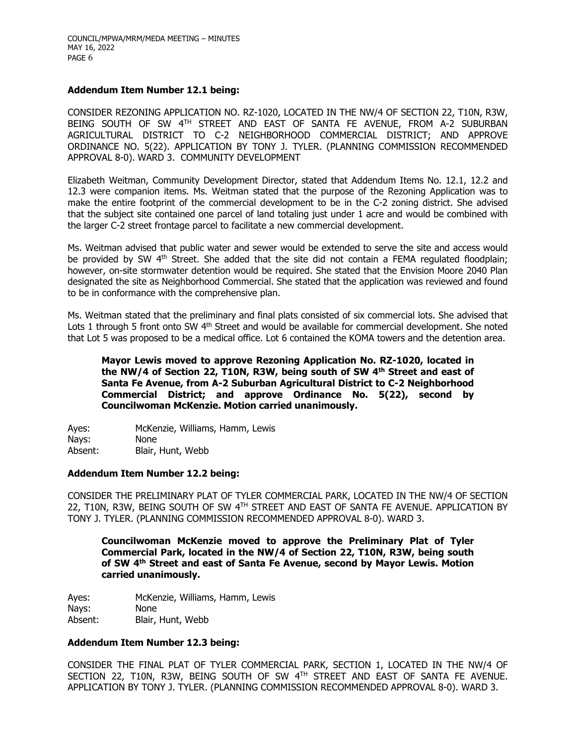**Addendum Item Number 12.1 being:**

CONSIDER REZONING APPLICATION NO. RZ-1020, LOCATED IN THE NW/4 OF SECTION 22, T10N, R3W, BEING SOUTH OF SW 4TH STREET AND EAST OF SANTA FE AVENUE, FROM A-2 SUBURBAN AGRICULTURAL DISTRICT TO C-2 NEIGHBORHOOD COMMERCIAL DISTRICT; AND APPROVE ORDINANCE NO. 5(22). APPLICATION BY TONY J. TYLER. (PLANNING COMMISSION RECOMMENDED APPROVAL 8-0). WARD 3. COMMUNITY DEVELOPMENT

Elizabeth Weitman, Community Development Director, stated that Addendum Items No. 12.1, 12.2 and 12.3 were companion items. Ms. Weitman stated that the purpose of the Rezoning Application was to make the entire footprint of the commercial development to be in the C-2 zoning district. She advised that the subject site contained one parcel of land totaling just under 1 acre and would be combined with the larger C-2 street frontage parcel to facilitate a new commercial development.

Ms. Weitman advised that public water and sewer would be extended to serve the site and access would be provided by SW 4th Street. She added that the site did not contain a FEMA regulated floodplain; however, on-site stormwater detention would be required. She stated that the Envision Moore 2040 Plan designated the site as Neighborhood Commercial. She stated that the application was reviewed and found to be in conformance with the comprehensive plan.

Ms. Weitman stated that the preliminary and final plats consisted of six commercial lots. She advised that Lots 1 through 5 front onto SW 4th Street and would be available for commercial development. She noted that Lot 5 was proposed to be a medical office. Lot 6 contained the KOMA towers and the detention area.

> **Mayor Lewis moved to approve Rezoning Application No. RZ-1020, located in the NW/4 of Section 22, T10N, R3W, being south of SW 4th Street and east of Santa Fe Avenue, from A-2 Suburban Agricultural District to C-2 Neighborhood Commercial District; and approve Ordinance No. 5(22), second by Councilwoman McKenzie. Motion carried unanimously.**

Ayes: McKenzie, Williams, Hamm, Lewis
Nays: None
Absent: Blair, Hunt, Webb

**Addendum Item Number 12.2 being:**

CONSIDER THE PRELIMINARY PLAT OF TYLER COMMERCIAL PARK, LOCATED IN THE NW/4 OF SECTION 22, T10N, R3W, BEING SOUTH OF SW 4TH STREET AND EAST OF SANTA FE AVENUE. APPLICATION BY TONY J. TYLER. (PLANNING COMMISSION RECOMMENDED APPROVAL 8-0). WARD 3.

> **Councilwoman McKenzie moved to approve the Preliminary Plat of Tyler Commercial Park, located in the NW/4 of Section 22, T10N, R3W, being south of SW 4th Street and east of Santa Fe Avenue, second by Mayor Lewis. Motion carried unanimously.**

Ayes: McKenzie, Williams, Hamm, Lewis
Nays: None
Absent: Blair, Hunt, Webb

**Addendum Item Number 12.3 being:**

CONSIDER THE FINAL PLAT OF TYLER COMMERCIAL PARK, SECTION 1, LOCATED IN THE NW/4 OF SECTION 22, T10N, R3W, BEING SOUTH OF SW 4TH STREET AND EAST OF SANTA FE AVENUE. APPLICATION BY TONY J. TYLER. (PLANNING COMMISSION RECOMMENDED APPROVAL 8-0). WARD 3.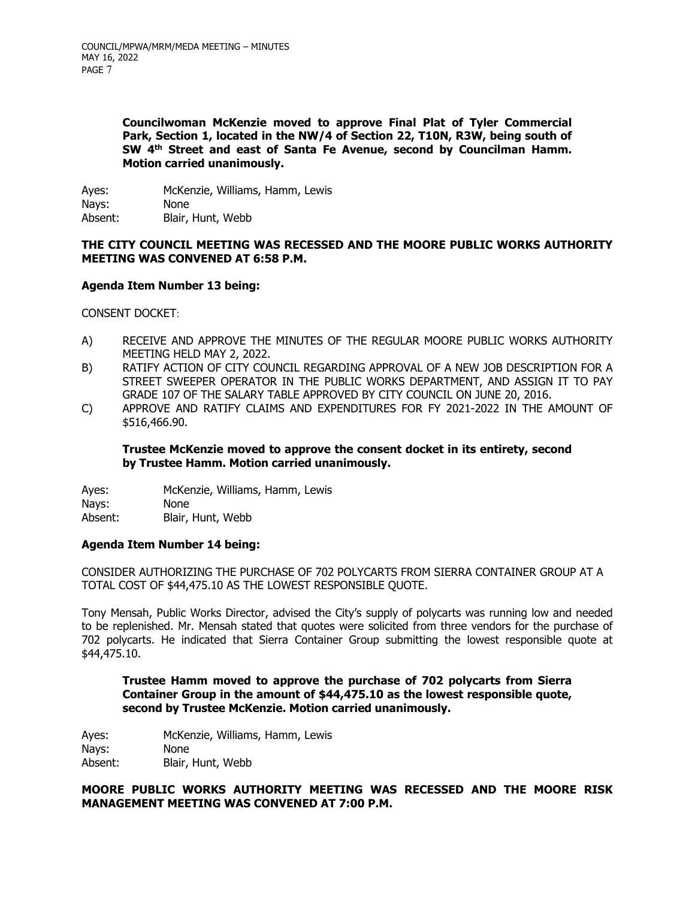**Councilwoman McKenzie moved to approve Final Plat of Tyler Commercial Park, Section 1, located in the NW/4 of Section 22, T10N, R3W, being south of SW 4th Street and east of Santa Fe Avenue, second by Councilman Hamm. Motion carried unanimously.**

Ayes: McKenzie, Williams, Hamm, Lewis
Nays: None
Absent: Blair, Hunt, Webb

**THE CITY COUNCIL MEETING WAS RECESSED AND THE MOORE PUBLIC WORKS AUTHORITY MEETING WAS CONVENED AT 6:58 P.M.**

**Agenda Item Number 13 being:**

CONSENT DOCKET:

A) RECEIVE AND APPROVE THE MINUTES OF THE REGULAR MOORE PUBLIC WORKS AUTHORITY MEETING HELD MAY 2, 2022.
B) RATIFY ACTION OF CITY COUNCIL REGARDING APPROVAL OF A NEW JOB DESCRIPTION FOR A STREET SWEEPER OPERATOR IN THE PUBLIC WORKS DEPARTMENT, AND ASSIGN IT TO PAY GRADE 107 OF THE SALARY TABLE APPROVED BY CITY COUNCIL ON JUNE 20, 2016.
C) APPROVE AND RATIFY CLAIMS AND EXPENDITURES FOR FY 2021-2022 IN THE AMOUNT OF $516,466.90.

**Trustee McKenzie moved to approve the consent docket in its entirety, second by Trustee Hamm. Motion carried unanimously.**

Ayes: McKenzie, Williams, Hamm, Lewis
Nays: None
Absent: Blair, Hunt, Webb

**Agenda Item Number 14 being:**

CONSIDER AUTHORIZING THE PURCHASE OF 702 POLYCARTS FROM SIERRA CONTAINER GROUP AT A TOTAL COST OF $44,475.10 AS THE LOWEST RESPONSIBLE QUOTE.

Tony Mensah, Public Works Director, advised the City's supply of polycarts was running low and needed to be replenished. Mr. Mensah stated that quotes were solicited from three vendors for the purchase of 702 polycarts. He indicated that Sierra Container Group submitting the lowest responsible quote at $44,475.10.

**Trustee Hamm moved to approve the purchase of 702 polycarts from Sierra Container Group in the amount of $44,475.10 as the lowest responsible quote, second by Trustee McKenzie. Motion carried unanimously.**

Ayes: McKenzie, Williams, Hamm, Lewis
Nays: None
Absent: Blair, Hunt, Webb

**MOORE PUBLIC WORKS AUTHORITY MEETING WAS RECESSED AND THE MOORE RISK MANAGEMENT MEETING WAS CONVENED AT 7:00 P.M.**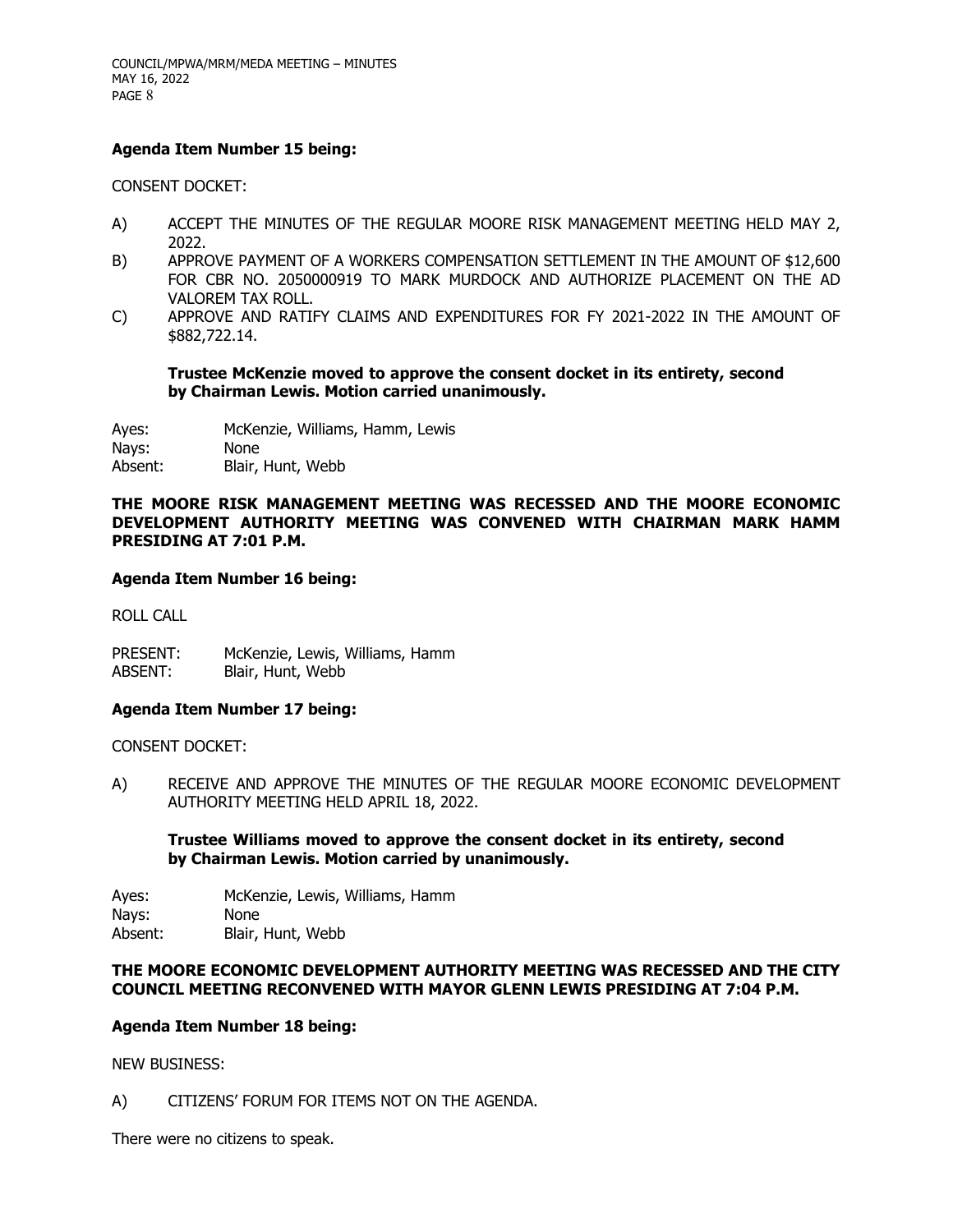**Agenda Item Number 15 being:**

CONSENT DOCKET:

A) ACCEPT THE MINUTES OF THE REGULAR MOORE RISK MANAGEMENT MEETING HELD MAY 2, 2022.

B) APPROVE PAYMENT OF A WORKERS COMPENSATION SETTLEMENT IN THE AMOUNT OF $12,600 FOR CBR NO. 2050000919 TO MARK MURDOCK AND AUTHORIZE PLACEMENT ON THE AD VALOREM TAX ROLL.

C) APPROVE AND RATIFY CLAIMS AND EXPENDITURES FOR FY 2021-2022 IN THE AMOUNT OF $882,722.14.

**Trustee McKenzie moved to approve the consent docket in its entirety, second by Chairman Lewis. Motion carried unanimously.**

Ayes: McKenzie, Williams, Hamm, Lewis
Nays: None
Absent: Blair, Hunt, Webb

**THE MOORE RISK MANAGEMENT MEETING WAS RECESSED AND THE MOORE ECONOMIC DEVELOPMENT AUTHORITY MEETING WAS CONVENED WITH CHAIRMAN MARK HAMM PRESIDING AT 7:01 P.M.**

**Agenda Item Number 16 being:**

ROLL CALL

PRESENT: McKenzie, Lewis, Williams, Hamm
ABSENT: Blair, Hunt, Webb

**Agenda Item Number 17 being:**

CONSENT DOCKET:

A) RECEIVE AND APPROVE THE MINUTES OF THE REGULAR MOORE ECONOMIC DEVELOPMENT AUTHORITY MEETING HELD APRIL 18, 2022.

**Trustee Williams moved to approve the consent docket in its entirety, second by Chairman Lewis. Motion carried by unanimously.**

Ayes: McKenzie, Lewis, Williams, Hamm
Nays: None
Absent: Blair, Hunt, Webb

**THE MOORE ECONOMIC DEVELOPMENT AUTHORITY MEETING WAS RECESSED AND THE CITY COUNCIL MEETING RECONVENED WITH MAYOR GLENN LEWIS PRESIDING AT 7:04 P.M.**

**Agenda Item Number 18 being:**

NEW BUSINESS:

A) CITIZENS' FORUM FOR ITEMS NOT ON THE AGENDA.

There were no citizens to speak.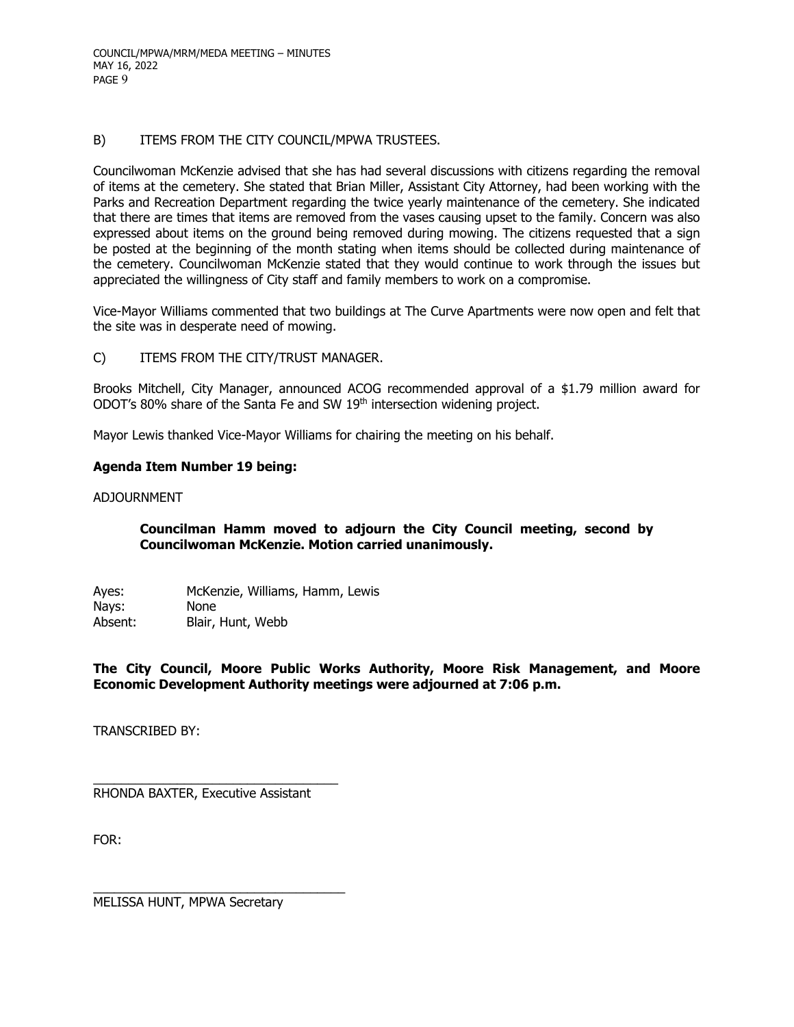B) ITEMS FROM THE CITY COUNCIL/MPWA TRUSTEES.

Councilwoman McKenzie advised that she has had several discussions with citizens regarding the removal of items at the cemetery. She stated that Brian Miller, Assistant City Attorney, had been working with the Parks and Recreation Department regarding the twice yearly maintenance of the cemetery. She indicated that there are times that items are removed from the vases causing upset to the family. Concern was also expressed about items on the ground being removed during mowing. The citizens requested that a sign be posted at the beginning of the month stating when items should be collected during maintenance of the cemetery. Councilwoman McKenzie stated that they would continue to work through the issues but appreciated the willingness of City staff and family members to work on a compromise.

Vice-Mayor Williams commented that two buildings at The Curve Apartments were now open and felt that the site was in desperate need of mowing.

C) ITEMS FROM THE CITY/TRUST MANAGER.

Brooks Mitchell, City Manager, announced ACOG recommended approval of a $1.79 million award for ODOT's 80% share of the Santa Fe and SW 19th intersection widening project.

Mayor Lewis thanked Vice-Mayor Williams for chairing the meeting on his behalf.

**Agenda Item Number 19 being:**

ADJOURNMENT

> **Councilman Hamm moved to adjourn the City Council meeting, second by Councilwoman McKenzie. Motion carried unanimously.**

Ayes: McKenzie, Williams, Hamm, Lewis
Nays: None
Absent: Blair, Hunt, Webb

**The City Council, Moore Public Works Authority, Moore Risk Management, and Moore Economic Development Authority meetings were adjourned at 7:06 p.m.**

TRANSCRIBED BY:

\_\_\_\_\_\_\_\_\_\_\_\_\_\_\_\_\_\_\_\_\_\_\_\_\_\_\_\_\_\_\_\_\_\_\_
RHONDA BAXTER, Executive Assistant

FOR:

\_\_\_\_\_\_\_\_\_\_\_\_\_\_\_\_\_\_\_\_\_\_\_\_\_\_\_\_\_\_\_\_\_\_\_
MELISSA HUNT, MPWA Secretary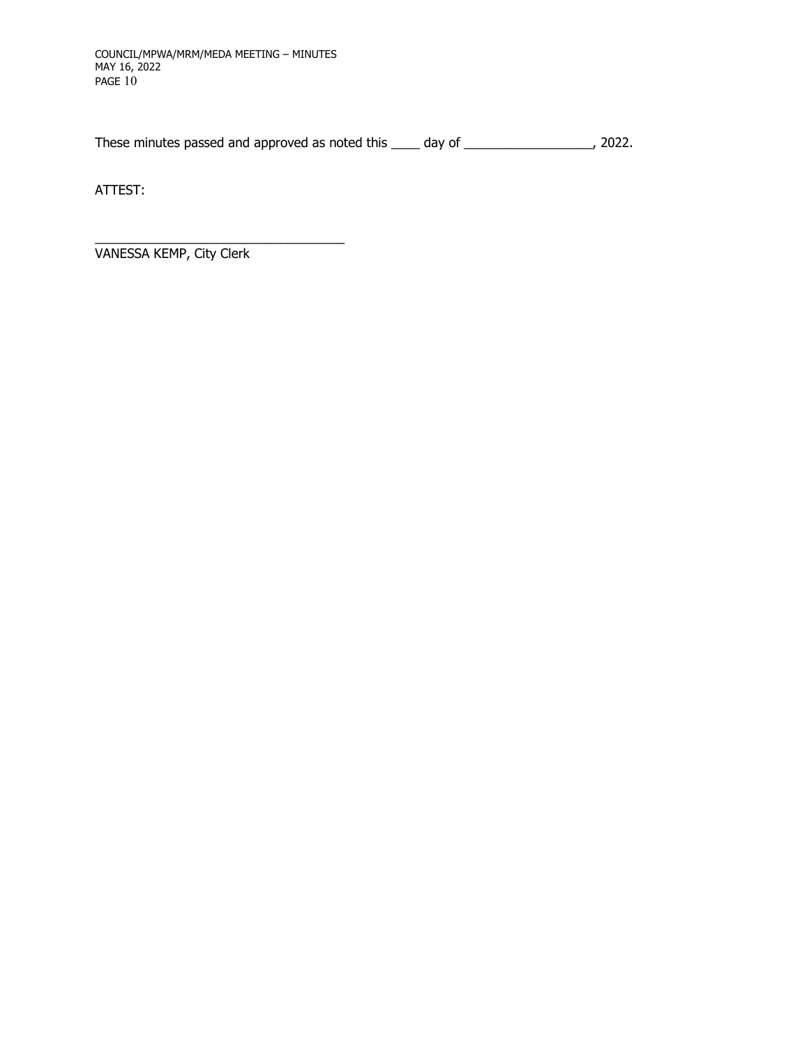These minutes passed and approved as noted this ____ day of __________________, 2022.

ATTEST:

___________________________________

VANESSA KEMP, City Clerk